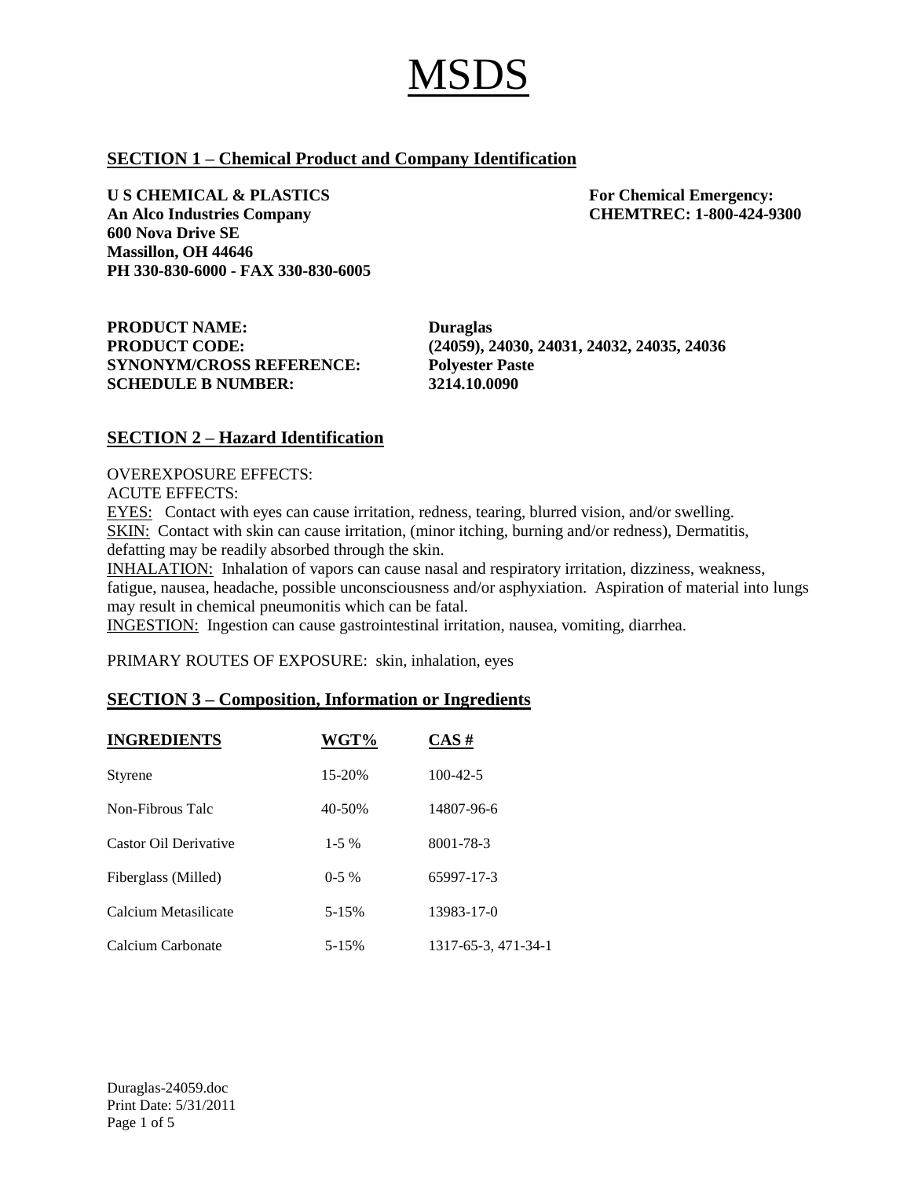# MSDS

## SECTION 1 – Chemical Product and Company Identification

**U S CHEMICAL & PLASTICS**
**An Alco Industries Company**
**600 Nova Drive SE**
**Massillon, OH 44646**
**PH 330-830-6000 - FAX 330-830-6005**

**For Chemical Emergency:**
**CHEMTREC: 1-800-424-9300**

| | |
|---|---|
| **PRODUCT NAME:** | **Duraglas** |
| **PRODUCT CODE:** | **(24059), 24030, 24031, 24032, 24035, 24036** |
| **SYNONYM/CROSS REFERENCE:** | **Polyester Paste** |
| **SCHEDULE B NUMBER:** | **3214.10.0090** |

## SECTION 2 – Hazard Identification

OVEREXPOSURE EFFECTS:
ACUTE EFFECTS:
EYES: Contact with eyes can cause irritation, redness, tearing, blurred vision, and/or swelling.
SKIN: Contact with skin can cause irritation, (minor itching, burning and/or redness), Dermatitis, defatting may be readily absorbed through the skin.
INHALATION: Inhalation of vapors can cause nasal and respiratory irritation, dizziness, weakness, fatigue, nausea, headache, possible unconsciousness and/or asphyxiation. Aspiration of material into lungs may result in chemical pneumonitis which can be fatal.
INGESTION: Ingestion can cause gastrointestinal irritation, nausea, vomiting, diarrhea.

PRIMARY ROUTES OF EXPOSURE: skin, inhalation, eyes

## SECTION 3 – Composition, Information or Ingredients

| INGREDIENTS | WGT% | CAS # |
|---|---|---|
| Styrene | 15-20% | 100-42-5 |
| Non-Fibrous Talc | 40-50% | 14807-96-6 |
| Castor Oil Derivative | 1-5 % | 8001-78-3 |
| Fiberglass (Milled) | 0-5 % | 65997-17-3 |
| Calcium Metasilicate | 5-15% | 13983-17-0 |
| Calcium Carbonate | 5-15% | 1317-65-3, 471-34-1 |

Duraglas-24059.doc
Print Date: 5/31/2011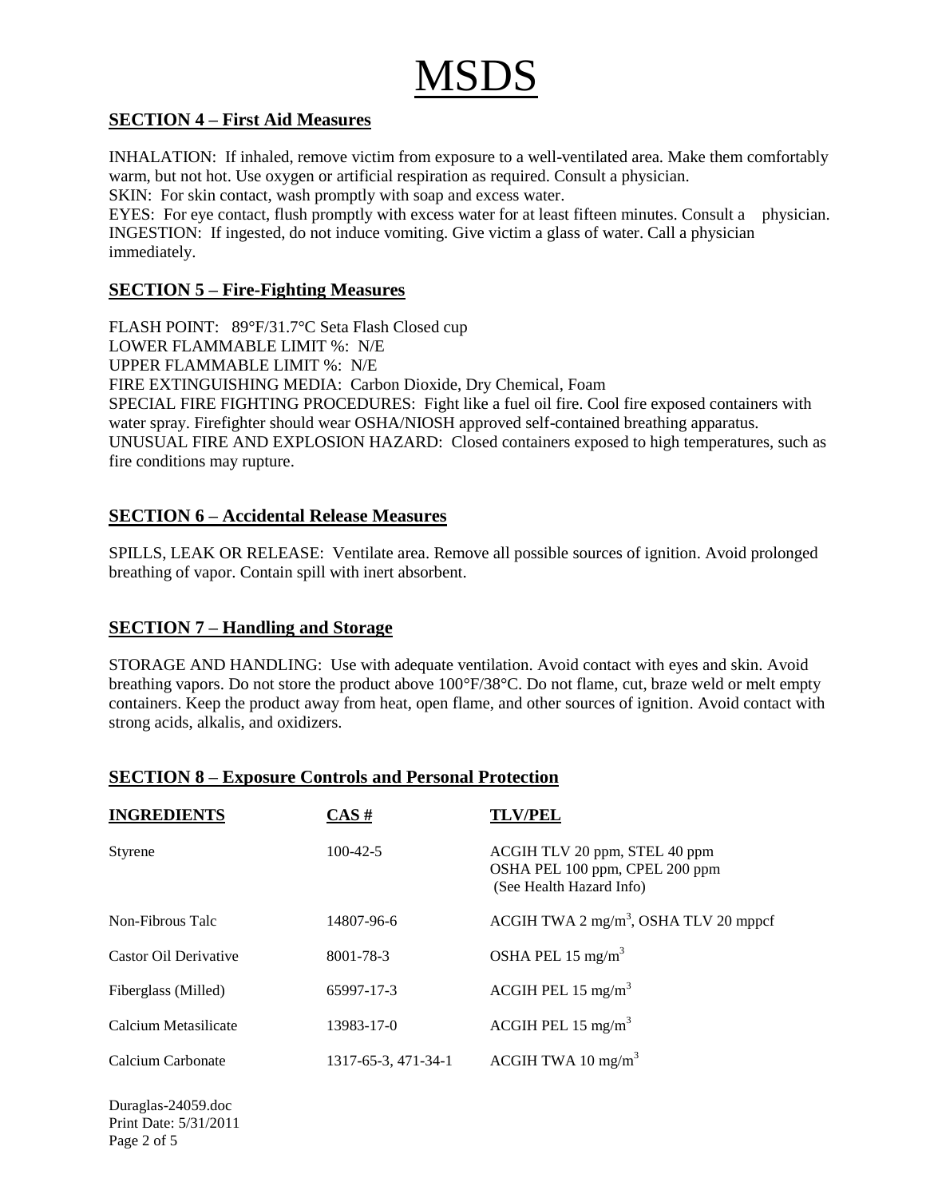# MSDS

## SECTION 4 – First Aid Measures

INHALATION: If inhaled, remove victim from exposure to a well-ventilated area. Make them comfortably warm, but not hot. Use oxygen or artificial respiration as required. Consult a physician.
SKIN: For skin contact, wash promptly with soap and excess water.
EYES: For eye contact, flush promptly with excess water for at least fifteen minutes. Consult a physician.
INGESTION: If ingested, do not induce vomiting. Give victim a glass of water. Call a physician immediately.

## SECTION 5 – Fire-Fighting Measures

FLASH POINT: 89°F/31.7°C Seta Flash Closed cup
LOWER FLAMMABLE LIMIT %: N/E
UPPER FLAMMABLE LIMIT %: N/E
FIRE EXTINGUISHING MEDIA: Carbon Dioxide, Dry Chemical, Foam
SPECIAL FIRE FIGHTING PROCEDURES: Fight like a fuel oil fire. Cool fire exposed containers with water spray. Firefighter should wear OSHA/NIOSH approved self-contained breathing apparatus.
UNUSUAL FIRE AND EXPLOSION HAZARD: Closed containers exposed to high temperatures, such as fire conditions may rupture.

## SECTION 6 – Accidental Release Measures

SPILLS, LEAK OR RELEASE: Ventilate area. Remove all possible sources of ignition. Avoid prolonged breathing of vapor. Contain spill with inert absorbent.

## SECTION 7 – Handling and Storage

STORAGE AND HANDLING: Use with adequate ventilation. Avoid contact with eyes and skin. Avoid breathing vapors. Do not store the product above 100°F/38°C. Do not flame, cut, braze weld or melt empty containers. Keep the product away from heat, open flame, and other sources of ignition. Avoid contact with strong acids, alkalis, and oxidizers.

## SECTION 8 – Exposure Controls and Personal Protection

| INGREDIENTS | CAS # | TLV/PEL |
|---|---|---|
| Styrene | 100-42-5 | ACGIH TLV 20 ppm, STEL 40 ppm<br>OSHA PEL 100 ppm, CPEL 200 ppm<br>(See Health Hazard Info) |
| Non-Fibrous Talc | 14807-96-6 | ACGIH TWA 2 $mg/m^3$, OSHA TLV 20 mppcf |
| Castor Oil Derivative | 8001-78-3 | OSHA PEL 15 $mg/m^3$ |
| Fiberglass (Milled) | 65997-17-3 | ACGIH PEL 15 $mg/m^3$ |
| Calcium Metasilicate | 13983-17-0 | ACGIH PEL 15 $mg/m^3$ |
| Calcium Carbonate | 1317-65-3, 471-34-1 | ACGIH TWA 10 $mg/m^3$ |

Duraglas-24059.doc
Print Date: 5/31/2011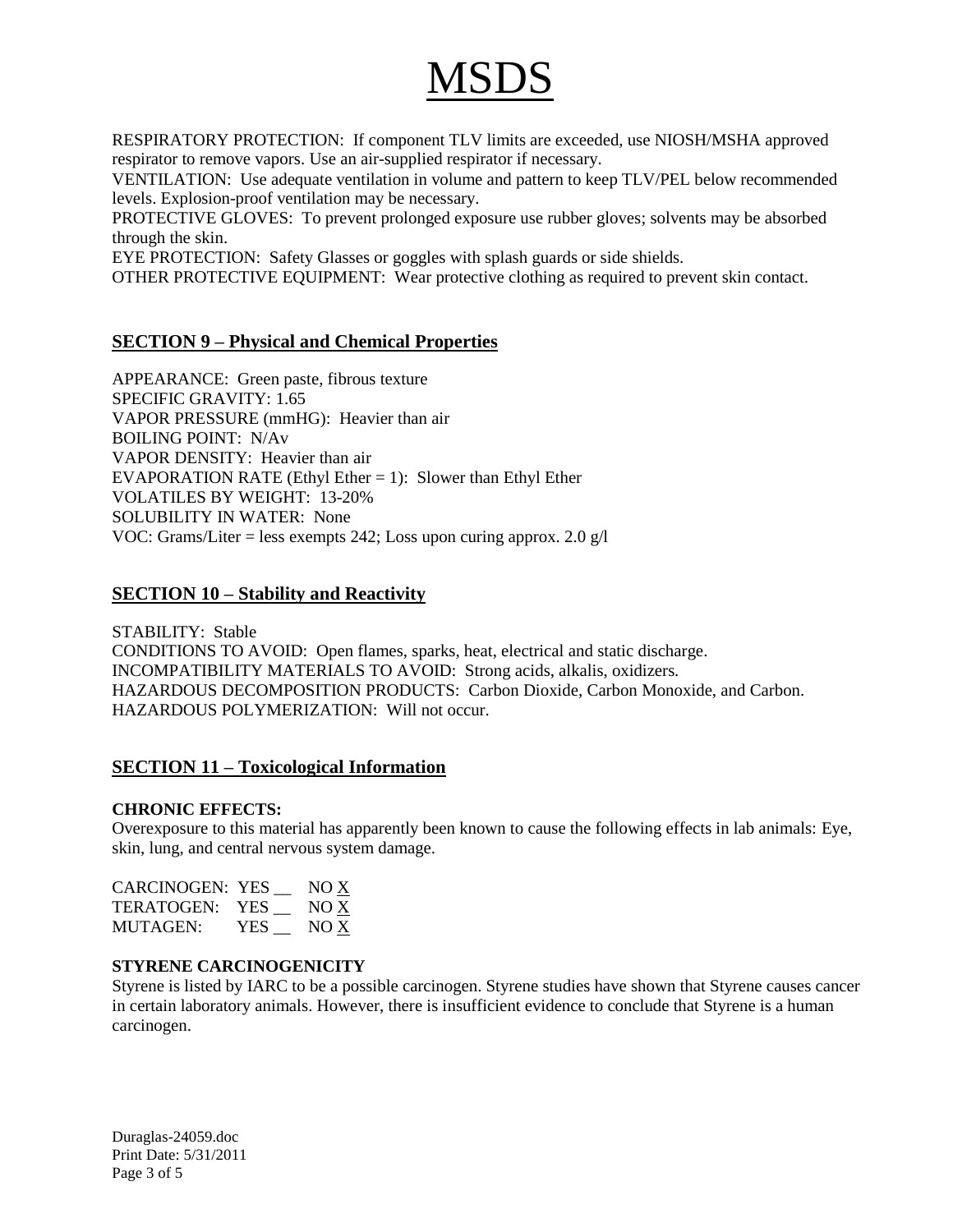# MSDS

RESPIRATORY PROTECTION: If component TLV limits are exceeded, use NIOSH/MSHA approved respirator to remove vapors. Use an air-supplied respirator if necessary.
VENTILATION: Use adequate ventilation in volume and pattern to keep TLV/PEL below recommended levels. Explosion-proof ventilation may be necessary.
PROTECTIVE GLOVES: To prevent prolonged exposure use rubber gloves; solvents may be absorbed through the skin.
EYE PROTECTION: Safety Glasses or goggles with splash guards or side shields.
OTHER PROTECTIVE EQUIPMENT: Wear protective clothing as required to prevent skin contact.

## SECTION 9 – Physical and Chemical Properties

APPEARANCE: Green paste, fibrous texture
SPECIFIC GRAVITY: 1.65
VAPOR PRESSURE (mmHG): Heavier than air
BOILING POINT: N/Av
VAPOR DENSITY: Heavier than air
EVAPORATION RATE (Ethyl Ether = 1): Slower than Ethyl Ether
VOLATILES BY WEIGHT: 13-20%
SOLUBILITY IN WATER: None
VOC: Grams/Liter = less exempts 242; Loss upon curing approx. 2.0 g/l

## SECTION 10 – Stability and Reactivity

STABILITY: Stable
CONDITIONS TO AVOID: Open flames, sparks, heat, electrical and static discharge.
INCOMPATIBILITY MATERIALS TO AVOID: Strong acids, alkalis, oxidizers.
HAZARDOUS DECOMPOSITION PRODUCTS: Carbon Dioxide, Carbon Monoxide, and Carbon.
HAZARDOUS POLYMERIZATION: Will not occur.

## SECTION 11 – Toxicological Information

**CHRONIC EFFECTS:**
Overexposure to this material has apparently been known to cause the following effects in lab animals: Eye, skin, lung, and central nervous system damage.

CARCINOGEN: YES __ NO X
TERATOGEN: YES __ NO X
MUTAGEN: YES __ NO X

**STYRENE CARCINOGENICITY**
Styrene is listed by IARC to be a possible carcinogen. Styrene studies have shown that Styrene causes cancer in certain laboratory animals. However, there is insufficient evidence to conclude that Styrene is a human carcinogen.

Duraglas-24059.doc
Print Date: 5/31/2011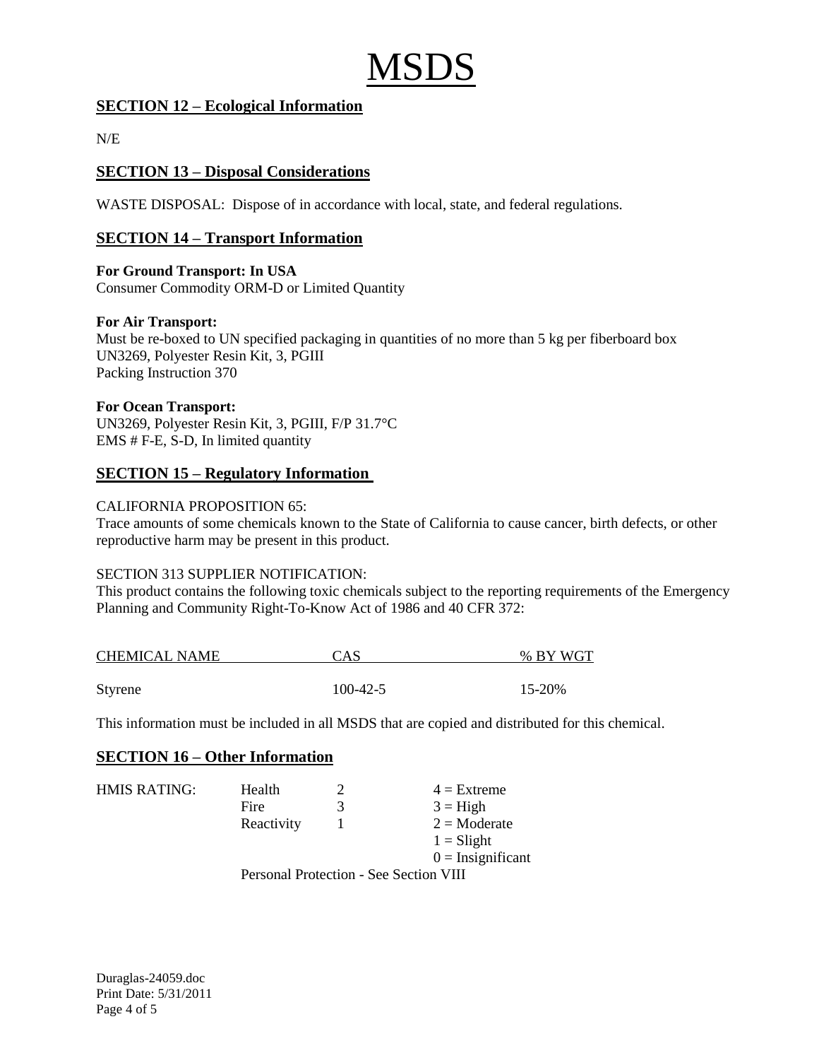# MSDS

## SECTION 12 – Ecological Information

N/E

## SECTION 13 – Disposal Considerations

WASTE DISPOSAL: Dispose of in accordance with local, state, and federal regulations.

## SECTION 14 – Transport Information

**For Ground Transport: In USA**
Consumer Commodity ORM-D or Limited Quantity

**For Air Transport:**
Must be re-boxed to UN specified packaging in quantities of no more than 5 kg per fiberboard box
UN3269, Polyester Resin Kit, 3, PGIII
Packing Instruction 370

**For Ocean Transport:**
UN3269, Polyester Resin Kit, 3, PGIII, F/P 31.7°C
EMS # F-E, S-D, In limited quantity

## SECTION 15 – Regulatory Information

CALIFORNIA PROPOSITION 65:
Trace amounts of some chemicals known to the State of California to cause cancer, birth defects, or other reproductive harm may be present in this product.

SECTION 313 SUPPLIER NOTIFICATION:
This product contains the following toxic chemicals subject to the reporting requirements of the Emergency Planning and Community Right-To-Know Act of 1986 and 40 CFR 372:

| CHEMICAL NAME | CAS | % BY WGT |
|---|---|---|
| Styrene | 100-42-5 | 15-20% |

This information must be included in all MSDS that are copied and distributed for this chemical.

## SECTION 16 – Other Information

| HMIS RATING: | | | |
|---|---|---|---|
| | Health | 2 | 4 = Extreme |
| | Fire | 3 | 3 = High |
| | Reactivity | 1 | 2 = Moderate |
| | | | 1 = Slight |
| | | | 0 = Insignificant |

Personal Protection - See Section VIII

Duraglas-24059.doc
Print Date: 5/31/2011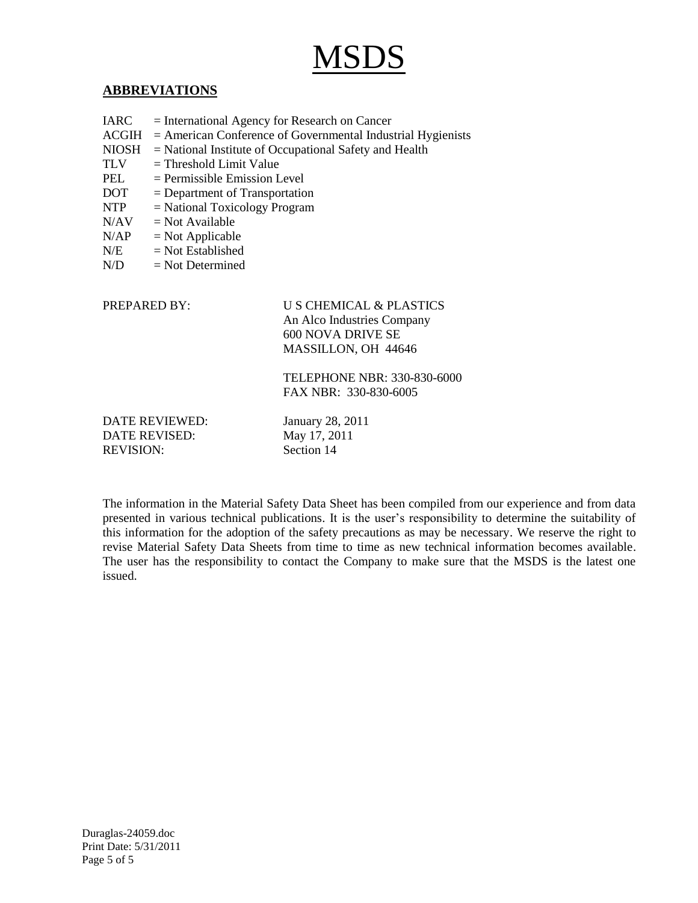# MSDS

**ABBREVIATIONS**

| | |
|---|---|
| IARC | = International Agency for Research on Cancer |
| ACGIH | = American Conference of Governmental Industrial Hygienists |
| NIOSH | = National Institute of Occupational Safety and Health |
| TLV | = Threshold Limit Value |
| PEL | = Permissible Emission Level |
| DOT | = Department of Transportation |
| NTP | = National Toxicology Program |
| N/AV | = Not Available |
| N/AP | = Not Applicable |
| N/E | = Not Established |
| N/D | = Not Determined |

PREPARED BY: U S CHEMICAL & PLASTICS
An Alco Industries Company
600 NOVA DRIVE SE
MASSILLON, OH 44646

TELEPHONE NBR: 330-830-6000
FAX NBR: 330-830-6005

DATE REVIEWED: January 28, 2011
DATE REVISED: May 17, 2011
REVISION: Section 14

The information in the Material Safety Data Sheet has been compiled from our experience and from data presented in various technical publications. It is the user's responsibility to determine the suitability of this information for the adoption of the safety precautions as may be necessary. We reserve the right to revise Material Safety Data Sheets from time to time as new technical information becomes available. The user has the responsibility to contact the Company to make sure that the MSDS is the latest one issued.

Duraglas-24059.doc
Print Date: 5/31/2011